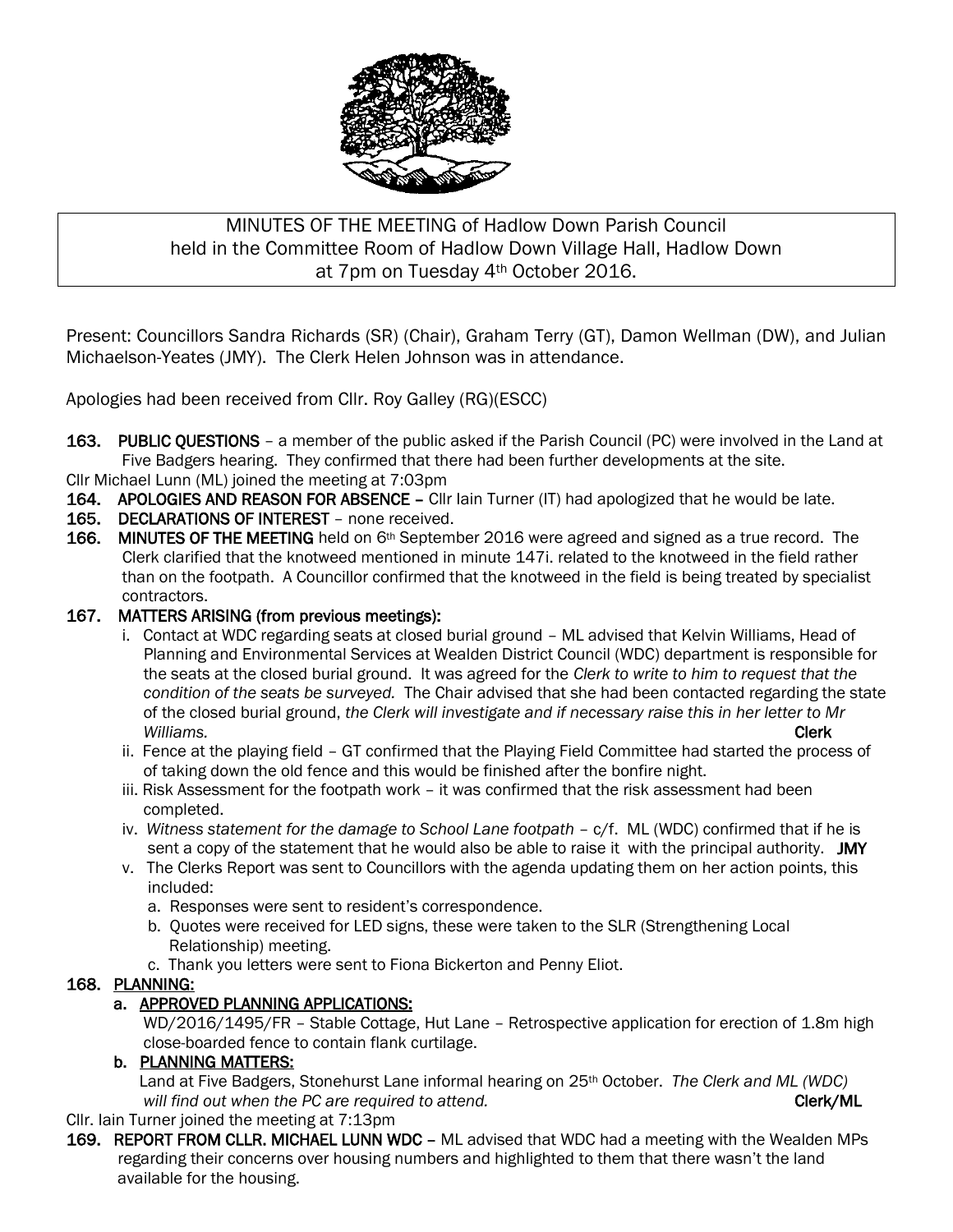MINUTES OF THE MEETING of Hadlow Down Parish Council
held in the Committee Room of Hadlow Down Village Hall, Hadlow Down
at 7pm on Tuesday 4th October 2016.

Present: Councillors Sandra Richards (SR) (Chair), Graham Terry (GT), Damon Wellman (DW), and Julian Michaelson-Yeates (JMY). The Clerk Helen Johnson was in attendance.

Apologies had been received from Cllr. Roy Galley (RG)(ESCC)

**163. PUBLIC QUESTIONS** – a member of the public asked if the Parish Council (PC) were involved in the Land at Five Badgers hearing. They confirmed that there had been further developments at the site.

Cllr Michael Lunn (ML) joined the meeting at 7:03pm

**164. APOLOGIES AND REASON FOR ABSENCE** – Cllr Iain Turner (IT) had apologized that he would be late.

**165. DECLARATIONS OF INTEREST** – none received.

**166. MINUTES OF THE MEETING** held on 6th September 2016 were agreed and signed as a true record. The Clerk clarified that the knotweed mentioned in minute 147i. related to the knotweed in the field rather than on the footpath. A Councillor confirmed that the knotweed in the field is being treated by specialist contractors.

**167. MATTERS ARISING (from previous meetings):**

i. Contact at WDC regarding seats at closed burial ground – ML advised that Kelvin Williams, Head of Planning and Environmental Services at Wealden District Council (WDC) department is responsible for the seats at the closed burial ground. It was agreed for the *Clerk to write to him to request that the condition of the seats be surveyed.* The Chair advised that she had been contacted regarding the state of the closed burial ground, *the Clerk will investigate and if necessary raise this in her letter to Mr Williams.* **Clerk**

ii. Fence at the playing field – GT confirmed that the Playing Field Committee had started the process of of taking down the old fence and this would be finished after the bonfire night.

iii. Risk Assessment for the footpath work – it was confirmed that the risk assessment had been completed.

iv. *Witness statement for the damage to School Lane footpath* – c/f. ML (WDC) confirmed that if he is sent a copy of the statement that he would also be able to raise it with the principal authority. **JMY**

v. The Clerks Report was sent to Councillors with the agenda updating them on her action points, this included:

a. Responses were sent to resident's correspondence.

b. Quotes were received for LED signs, these were taken to the SLR (Strengthening Local Relationship) meeting.

c. Thank you letters were sent to Fiona Bickerton and Penny Eliot.

**168. PLANNING:**

**a. APPROVED PLANNING APPLICATIONS:**

WD/2016/1495/FR – Stable Cottage, Hut Lane – Retrospective application for erection of 1.8m high close-boarded fence to contain flank curtilage.

**b. PLANNING MATTERS:**

Land at Five Badgers, Stonehurst Lane informal hearing on 25th October. *The Clerk and ML (WDC) will find out when the PC are required to attend.* **Clerk/ML**

Cllr. Iain Turner joined the meeting at 7:13pm

**169. REPORT FROM CLLR. MICHAEL LUNN WDC** – ML advised that WDC had a meeting with the Wealden MPs regarding their concerns over housing numbers and highlighted to them that there wasn't the land available for the housing.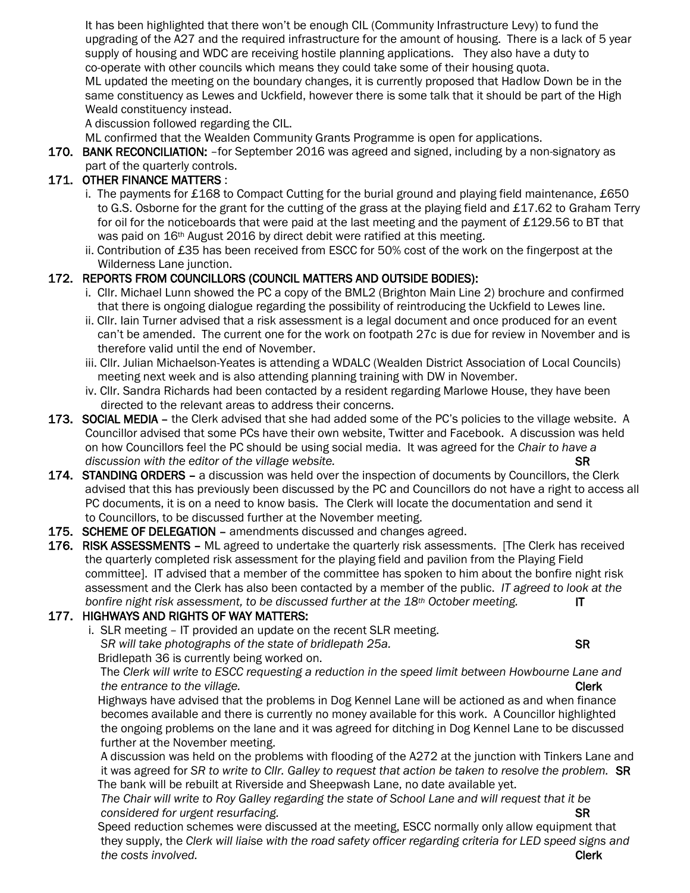It has been highlighted that there won't be enough CIL (Community Infrastructure Levy) to fund the upgrading of the A27 and the required infrastructure for the amount of housing. There is a lack of 5 year supply of housing and WDC are receiving hostile planning applications. They also have a duty to co-operate with other councils which means they could take some of their housing quota.

ML updated the meeting on the boundary changes, it is currently proposed that Hadlow Down be in the same constituency as Lewes and Uckfield, however there is some talk that it should be part of the High Weald constituency instead.

A discussion followed regarding the CIL.

ML confirmed that the Wealden Community Grants Programme is open for applications.

**170. BANK RECONCILIATION:** –for September 2016 was agreed and signed, including by a non-signatory as part of the quarterly controls.

**171. OTHER FINANCE MATTERS** :

i. The payments for £168 to Compact Cutting for the burial ground and playing field maintenance, £650 to G.S. Osborne for the grant for the cutting of the grass at the playing field and £17.62 to Graham Terry for oil for the noticeboards that were paid at the last meeting and the payment of £129.56 to BT that was paid on 16th August 2016 by direct debit were ratified at this meeting.

ii. Contribution of £35 has been received from ESCC for 50% cost of the work on the fingerpost at the Wilderness Lane junction.

**172. REPORTS FROM COUNCILLORS (COUNCIL MATTERS AND OUTSIDE BODIES):**

i. Cllr. Michael Lunn showed the PC a copy of the BML2 (Brighton Main Line 2) brochure and confirmed that there is ongoing dialogue regarding the possibility of reintroducing the Uckfield to Lewes line.

ii. Cllr. Iain Turner advised that a risk assessment is a legal document and once produced for an event can't be amended. The current one for the work on footpath 27c is due for review in November and is therefore valid until the end of November.

iii. Cllr. Julian Michaelson-Yeates is attending a WDALC (Wealden District Association of Local Councils) meeting next week and is also attending planning training with DW in November.

iv. Cllr. Sandra Richards had been contacted by a resident regarding Marlowe House, they have been directed to the relevant areas to address their concerns.

**173. SOCIAL MEDIA** – the Clerk advised that she had added some of the PC's policies to the village website. A Councillor advised that some PCs have their own website, Twitter and Facebook. A discussion was held on how Councillors feel the PC should be using social media. It was agreed for the *Chair to have a discussion with the editor of the village website.* **SR**

**174. STANDING ORDERS** – a discussion was held over the inspection of documents by Councillors, the Clerk advised that this has previously been discussed by the PC and Councillors do not have a right to access all PC documents, it is on a need to know basis. The Clerk will locate the documentation and send it to Councillors, to be discussed further at the November meeting.

**175. SCHEME OF DELEGATION** – amendments discussed and changes agreed.

**176. RISK ASSESSMENTS** – ML agreed to undertake the quarterly risk assessments. [The Clerk has received the quarterly completed risk assessment for the playing field and pavilion from the Playing Field committee]. IT advised that a member of the committee has spoken to him about the bonfire night risk assessment and the Clerk has also been contacted by a member of the public. *IT agreed to look at the bonfire night risk assessment, to be discussed further at the 18th October meeting.* **IT**

**177. HIGHWAYS AND RIGHTS OF WAY MATTERS:**

i. SLR meeting – IT provided an update on the recent SLR meeting.

*SR will take photographs of the state of bridlepath 25a.* **SR**

Bridlepath 36 is currently being worked on.

The *Clerk will write to ESCC requesting a reduction in the speed limit between Howbourne Lane and the entrance to the village.* **Clerk**

Highways have advised that the problems in Dog Kennel Lane will be actioned as and when finance becomes available and there is currently no money available for this work. A Councillor highlighted the ongoing problems on the lane and it was agreed for ditching in Dog Kennel Lane to be discussed further at the November meeting.

A discussion was held on the problems with flooding of the A272 at the junction with Tinkers Lane and it was agreed for *SR to write to Cllr. Galley to request that action be taken to resolve the problem.* **SR**

The bank will be rebuilt at Riverside and Sheepwash Lane, no date available yet.

*The Chair will write to Roy Galley regarding the state of School Lane and will request that it be considered for urgent resurfacing.* **SR**

Speed reduction schemes were discussed at the meeting, ESCC normally only allow equipment that they supply, the *Clerk will liaise with the road safety officer regarding criteria for LED speed signs and the costs involved.* **Clerk**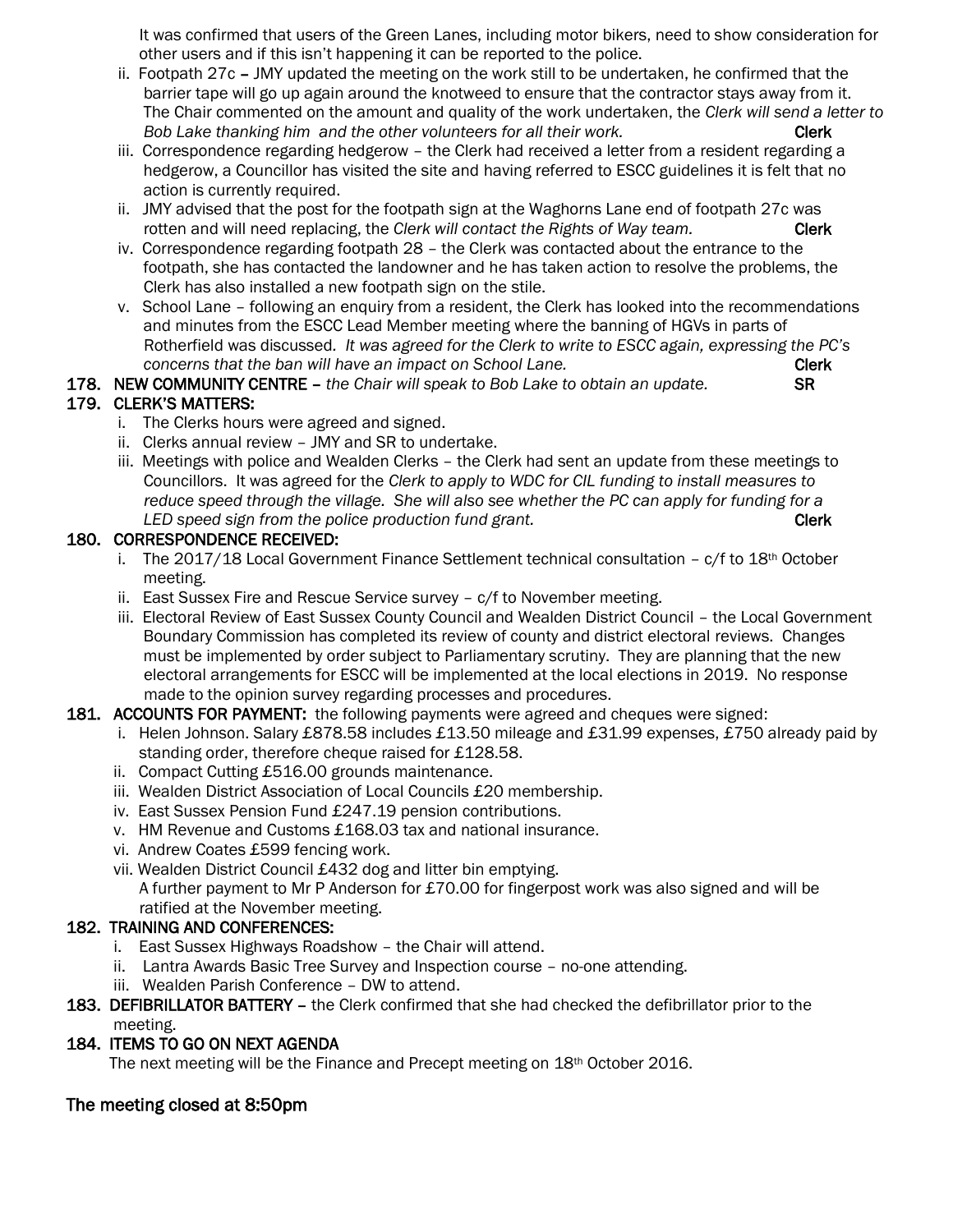It was confirmed that users of the Green Lanes, including motor bikers, need to show consideration for other users and if this isn't happening it can be reported to the police.

- ii. Footpath 27c – JMY updated the meeting on the work still to be undertaken, he confirmed that the barrier tape will go up again around the knotweed to ensure that the contractor stays away from it. The Chair commented on the amount and quality of the work undertaken, the *Clerk will send a letter to Bob Lake thanking him and the other volunteers for all their work.* **Clerk**
- iii. Correspondence regarding hedgerow – the Clerk had received a letter from a resident regarding a hedgerow, a Councillor has visited the site and having referred to ESCC guidelines it is felt that no action is currently required.
- ii. JMY advised that the post for the footpath sign at the Waghorns Lane end of footpath 27c was rotten and will need replacing, the *Clerk will contact the Rights of Way team.* **Clerk**
- iv. Correspondence regarding footpath 28 – the Clerk was contacted about the entrance to the footpath, she has contacted the landowner and he has taken action to resolve the problems, the Clerk has also installed a new footpath sign on the stile.
- v. School Lane – following an enquiry from a resident, the Clerk has looked into the recommendations and minutes from the ESCC Lead Member meeting where the banning of HGVs in parts of Rotherfield was discussed. *It was agreed for the Clerk to write to ESCC again, expressing the PC's concerns that the ban will have an impact on School Lane.* **Clerk**

**178. NEW COMMUNITY CENTRE –** *the Chair will speak to Bob Lake to obtain an update.* **SR**

**179. CLERK'S MATTERS:**

- i. The Clerks hours were agreed and signed.
- ii. Clerks annual review – JMY and SR to undertake.
- iii. Meetings with police and Wealden Clerks – the Clerk had sent an update from these meetings to Councillors. It was agreed for the *Clerk to apply to WDC for CIL funding to install measures to reduce speed through the village. She will also see whether the PC can apply for funding for a LED speed sign from the police production fund grant.* **Clerk**

**180. CORRESPONDENCE RECEIVED:**

- i. The 2017/18 Local Government Finance Settlement technical consultation – c/f to 18th October meeting.
- ii. East Sussex Fire and Rescue Service survey – c/f to November meeting.
- iii. Electoral Review of East Sussex County Council and Wealden District Council – the Local Government Boundary Commission has completed its review of county and district electoral reviews. Changes must be implemented by order subject to Parliamentary scrutiny. They are planning that the new electoral arrangements for ESCC will be implemented at the local elections in 2019. No response made to the opinion survey regarding processes and procedures.

**181. ACCOUNTS FOR PAYMENT:** the following payments were agreed and cheques were signed:

- i. Helen Johnson. Salary £878.58 includes £13.50 mileage and £31.99 expenses, £750 already paid by standing order, therefore cheque raised for £128.58.
- ii. Compact Cutting £516.00 grounds maintenance.
- iii. Wealden District Association of Local Councils £20 membership.
- iv. East Sussex Pension Fund £247.19 pension contributions.
- v. HM Revenue and Customs £168.03 tax and national insurance.
- vi. Andrew Coates £599 fencing work.
- vii. Wealden District Council £432 dog and litter bin emptying.

A further payment to Mr P Anderson for £70.00 for fingerpost work was also signed and will be ratified at the November meeting.

**182. TRAINING AND CONFERENCES:**

- i. East Sussex Highways Roadshow – the Chair will attend.
- ii. Lantra Awards Basic Tree Survey and Inspection course – no-one attending.
- iii. Wealden Parish Conference – DW to attend.

**183. DEFIBRILLATOR BATTERY –** the Clerk confirmed that she had checked the defibrillator prior to the meeting.

**184. ITEMS TO GO ON NEXT AGENDA**

The next meeting will be the Finance and Precept meeting on 18th October 2016.

**The meeting closed at 8:50pm**